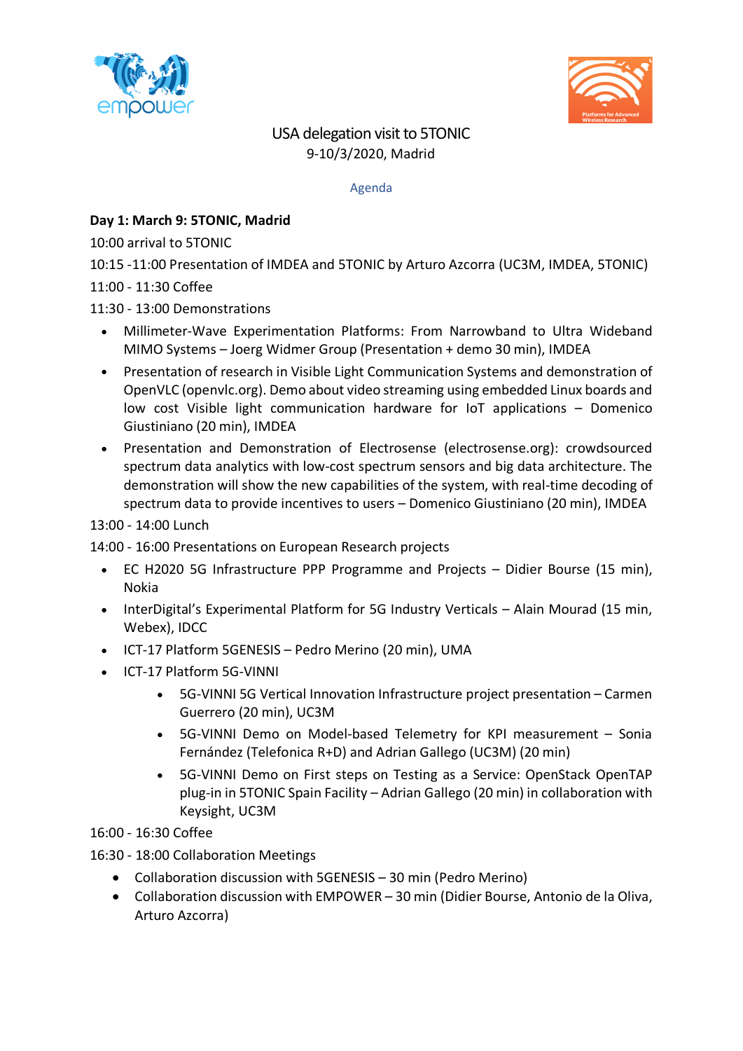# USA delegation visit to 5TONIC

9-10/3/2020, Madrid

Agenda

**Day 1: March 9: 5TONIC, Madrid**

10:00 arrival to 5TONIC

10:15 -11:00 Presentation of IMDEA and 5TONIC by Arturo Azcorra (UC3M, IMDEA, 5TONIC)

11:00 - 11:30 Coffee

11:30 - 13:00 Demonstrations

- Millimeter-Wave Experimentation Platforms: From Narrowband to Ultra Wideband MIMO Systems – Joerg Widmer Group (Presentation + demo 30 min), IMDEA
- Presentation of research in Visible Light Communication Systems and demonstration of OpenVLC (openvlc.org). Demo about video streaming using embedded Linux boards and low cost Visible light communication hardware for IoT applications – Domenico Giustiniano (20 min), IMDEA
- Presentation and Demonstration of Electrosense (electrosense.org): crowdsourced spectrum data analytics with low-cost spectrum sensors and big data architecture. The demonstration will show the new capabilities of the system, with real-time decoding of spectrum data to provide incentives to users – Domenico Giustiniano (20 min), IMDEA

13:00 - 14:00 Lunch

14:00 - 16:00 Presentations on European Research projects

- EC H2020 5G Infrastructure PPP Programme and Projects – Didier Bourse (15 min), Nokia
- InterDigital's Experimental Platform for 5G Industry Verticals – Alain Mourad (15 min, Webex), IDCC
- ICT-17 Platform 5GENESIS – Pedro Merino (20 min), UMA
- ICT-17 Platform 5G-VINNI
    - 5G-VINNI 5G Vertical Innovation Infrastructure project presentation – Carmen Guerrero (20 min), UC3M
    - 5G-VINNI Demo on Model-based Telemetry for KPI measurement – Sonia Fernández (Telefonica R+D) and Adrian Gallego (UC3M) (20 min)
    - 5G-VINNI Demo on First steps on Testing as a Service: OpenStack OpenTAP plug-in in 5TONIC Spain Facility – Adrian Gallego (20 min) in collaboration with Keysight, UC3M

16:00 - 16:30 Coffee

16:30 - 18:00 Collaboration Meetings

- Collaboration discussion with 5GENESIS – 30 min (Pedro Merino)
- Collaboration discussion with EMPOWER – 30 min (Didier Bourse, Antonio de la Oliva, Arturo Azcorra)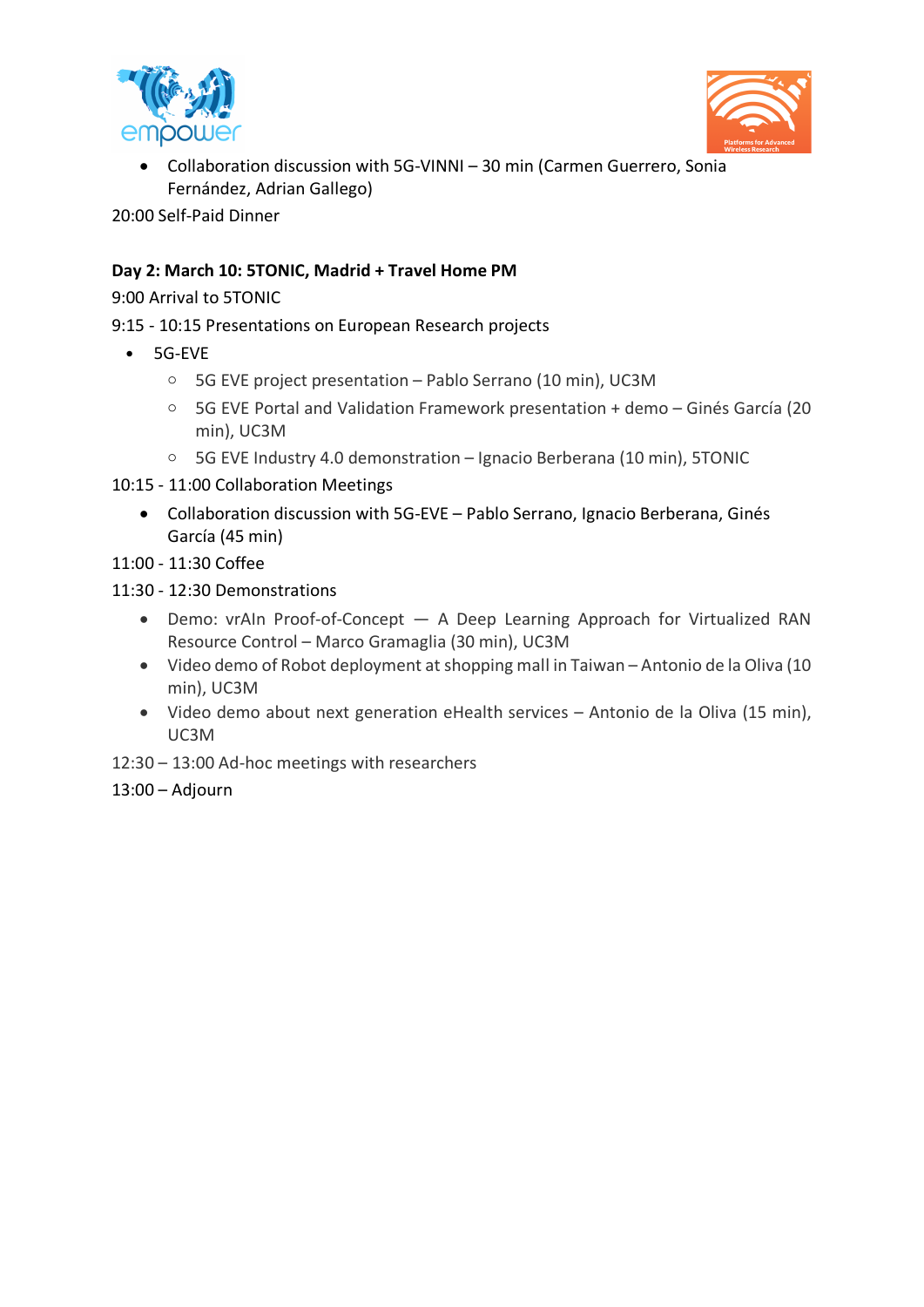- Collaboration discussion with 5G-VINNI – 30 min (Carmen Guerrero, Sonia Fernández, Adrian Gallego)

20:00 Self-Paid Dinner

**Day 2: March 10: 5TONIC, Madrid + Travel Home PM**

9:00 Arrival to 5TONIC

9:15 - 10:15 Presentations on European Research projects

- 5G-EVE
  - 5G EVE project presentation – Pablo Serrano (10 min), UC3M
  - 5G EVE Portal and Validation Framework presentation + demo – Ginés García (20 min), UC3M
  - 5G EVE Industry 4.0 demonstration – Ignacio Berberana (10 min), 5TONIC

10:15 - 11:00 Collaboration Meetings

- Collaboration discussion with 5G-EVE – Pablo Serrano, Ignacio Berberana, Ginés García (45 min)

11:00 - 11:30 Coffee

11:30 - 12:30 Demonstrations

- Demo: vrAIn Proof-of-Concept — A Deep Learning Approach for Virtualized RAN Resource Control – Marco Gramaglia (30 min), UC3M
- Video demo of Robot deployment at shopping mall in Taiwan – Antonio de la Oliva (10 min), UC3M
- Video demo about next generation eHealth services – Antonio de la Oliva (15 min), UC3M

12:30 – 13:00 Ad-hoc meetings with researchers

13:00 – Adjourn